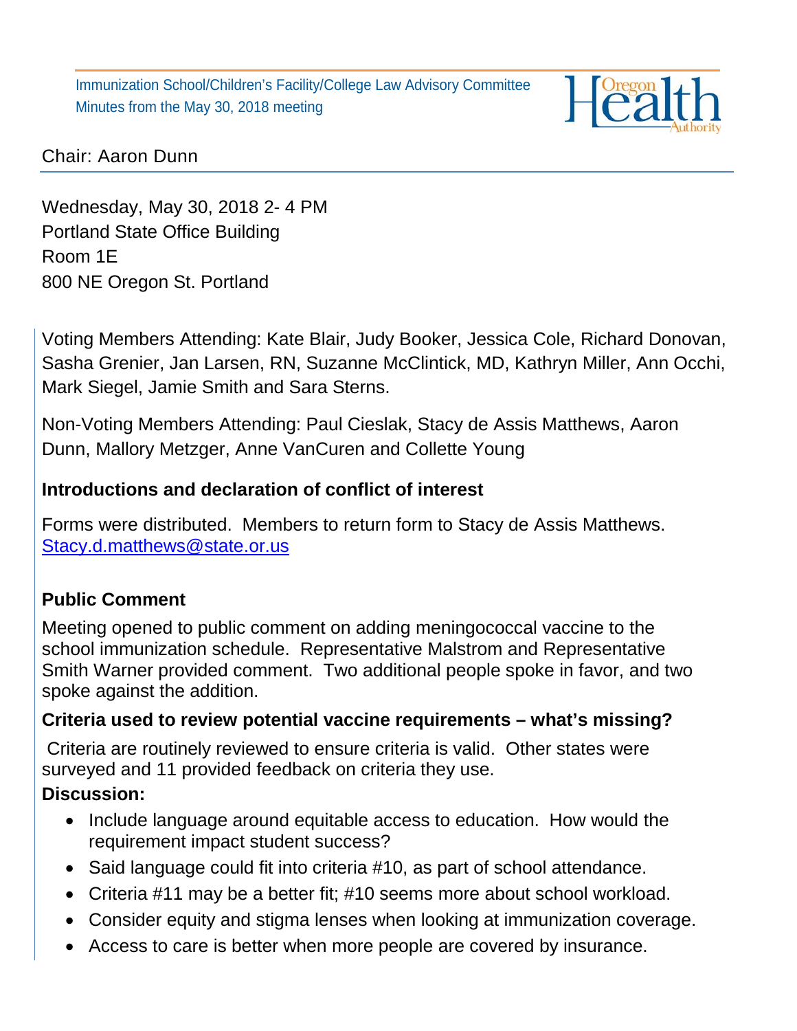Immunization School/Children's Facility/College Law Advisory Committee
Minutes from the May 30, 2018 meeting

Chair: Aaron Dunn

Wednesday, May 30, 2018 2- 4 PM
Portland State Office Building
Room 1E
800 NE Oregon St. Portland

Voting Members Attending: Kate Blair, Judy Booker, Jessica Cole, Richard Donovan, Sasha Grenier, Jan Larsen, RN, Suzanne McClintick, MD, Kathryn Miller, Ann Occhi, Mark Siegel, Jamie Smith and Sara Sterns.

Non-Voting Members Attending: Paul Cieslak, Stacy de Assis Matthews, Aaron Dunn, Mallory Metzger, Anne VanCuren and Collette Young

**Introductions and declaration of conflict of interest**

Forms were distributed. Members to return form to Stacy de Assis Matthews. Stacy.d.matthews@state.or.us

**Public Comment**

Meeting opened to public comment on adding meningococcal vaccine to the school immunization schedule. Representative Malstrom and Representative Smith Warner provided comment. Two additional people spoke in favor, and two spoke against the addition.

**Criteria used to review potential vaccine requirements – what's missing?**

Criteria are routinely reviewed to ensure criteria is valid. Other states were surveyed and 11 provided feedback on criteria they use.

**Discussion:**

- Include language around equitable access to education. How would the requirement impact student success?
- Said language could fit into criteria #10, as part of school attendance.
- Criteria #11 may be a better fit; #10 seems more about school workload.
- Consider equity and stigma lenses when looking at immunization coverage.
- Access to care is better when more people are covered by insurance.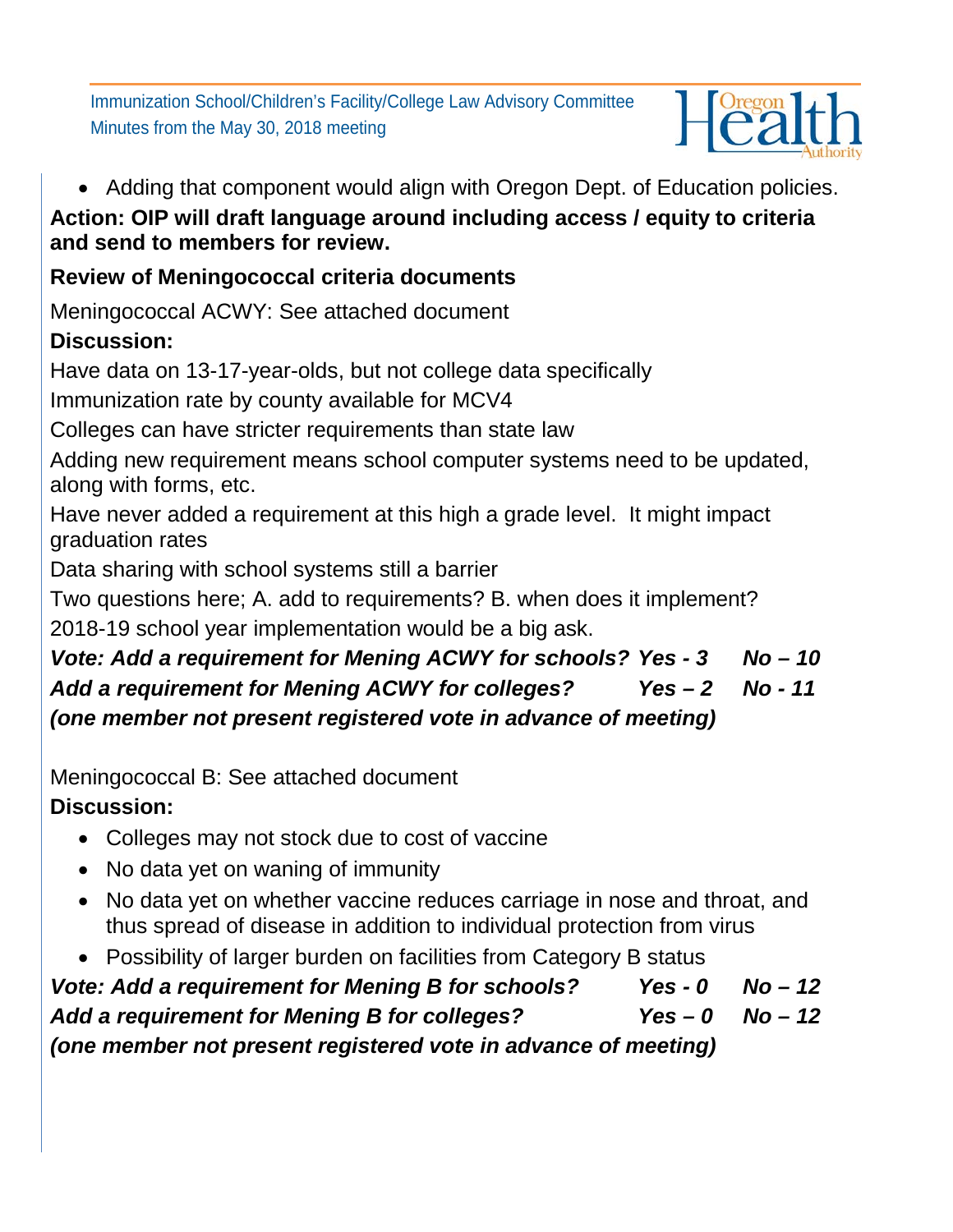- Adding that component would align with Oregon Dept. of Education policies.

**Action: OIP will draft language around including access / equity to criteria and send to members for review.**

**Review of Meningococcal criteria documents**

Meningococcal ACWY: See attached document

**Discussion:**

Have data on 13-17-year-olds, but not college data specifically

Immunization rate by county available for MCV4

Colleges can have stricter requirements than state law

Adding new requirement means school computer systems need to be updated, along with forms, etc.

Have never added a requirement at this high a grade level. It might impact graduation rates

Data sharing with school systems still a barrier

Two questions here; A. add to requirements? B. when does it implement?

2018-19 school year implementation would be a big ask.

***Vote: Add a requirement for Mening ACWY for schools? Yes - 3 No – 10***

***Add a requirement for Mening ACWY for colleges? Yes – 2 No - 11***

***(one member not present registered vote in advance of meeting)***

Meningococcal B: See attached document

**Discussion:**

- Colleges may not stock due to cost of vaccine
- No data yet on waning of immunity
- No data yet on whether vaccine reduces carriage in nose and throat, and thus spread of disease in addition to individual protection from virus
- Possibility of larger burden on facilities from Category B status

***Vote: Add a requirement for Mening B for schools? Yes - 0 No – 12***

***Add a requirement for Mening B for colleges? Yes – 0 No – 12***

***(one member not present registered vote in advance of meeting)***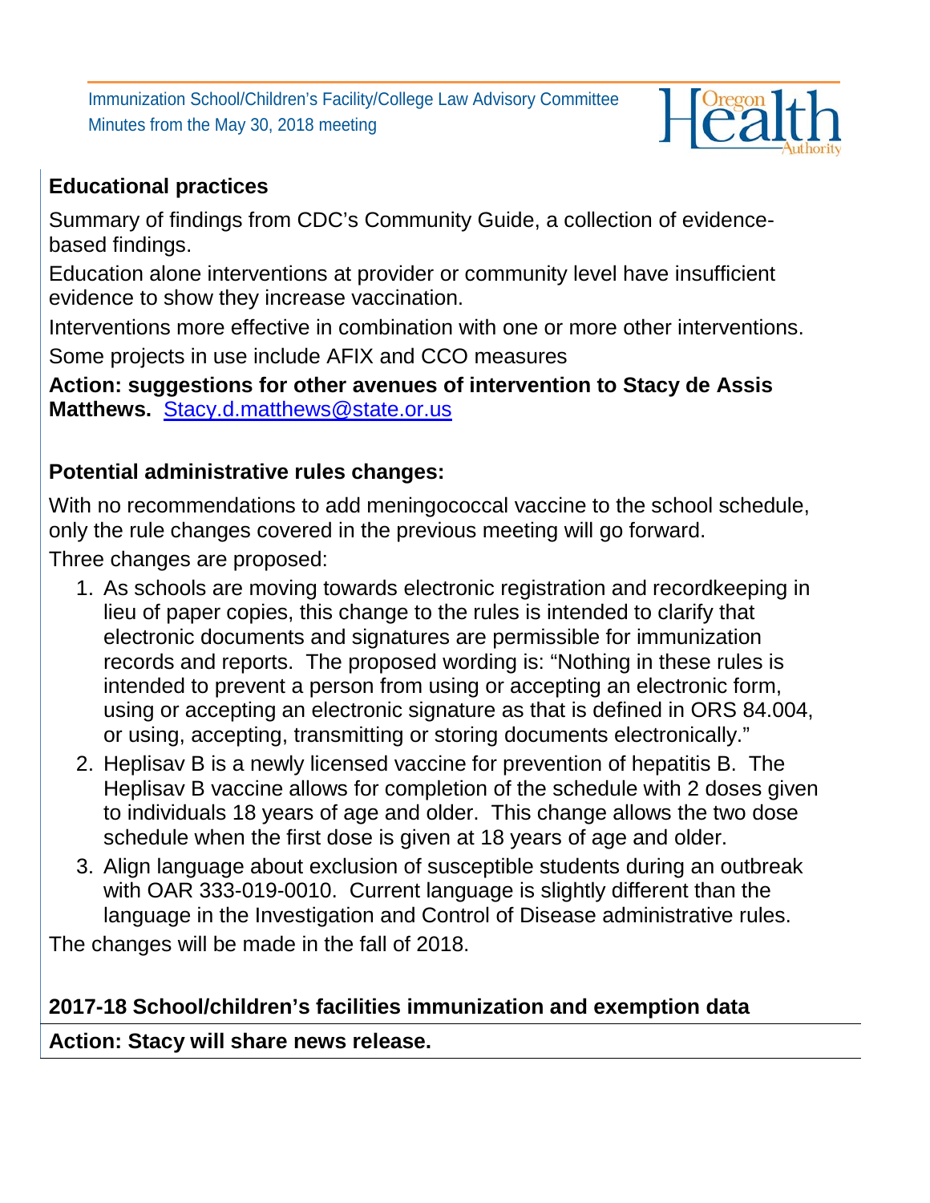## Educational practices

Summary of findings from CDC's Community Guide, a collection of evidence-based findings.

Education alone interventions at provider or community level have insufficient evidence to show they increase vaccination.

Interventions more effective in combination with one or more other interventions.

Some projects in use include AFIX and CCO measures

**Action: suggestions for other avenues of intervention to Stacy de Assis Matthews.** [Stacy.d.matthews@state.or.us](mailto:Stacy.d.matthews@state.or.us)

## Potential administrative rules changes:

With no recommendations to add meningococcal vaccine to the school schedule, only the rule changes covered in the previous meeting will go forward.

Three changes are proposed:

1. As schools are moving towards electronic registration and recordkeeping in lieu of paper copies, this change to the rules is intended to clarify that electronic documents and signatures are permissible for immunization records and reports. The proposed wording is: "Nothing in these rules is intended to prevent a person from using or accepting an electronic form, using or accepting an electronic signature as that is defined in ORS 84.004, or using, accepting, transmitting or storing documents electronically."
2. Heplisav B is a newly licensed vaccine for prevention of hepatitis B. The Heplisav B vaccine allows for completion of the schedule with 2 doses given to individuals 18 years of age and older. This change allows the two dose schedule when the first dose is given at 18 years of age and older.
3. Align language about exclusion of susceptible students during an outbreak with OAR 333-019-0010. Current language is slightly different than the language in the Investigation and Control of Disease administrative rules.

The changes will be made in the fall of 2018.

## 2017-18 School/children's facilities immunization and exemption data

**Action: Stacy will share news release.**